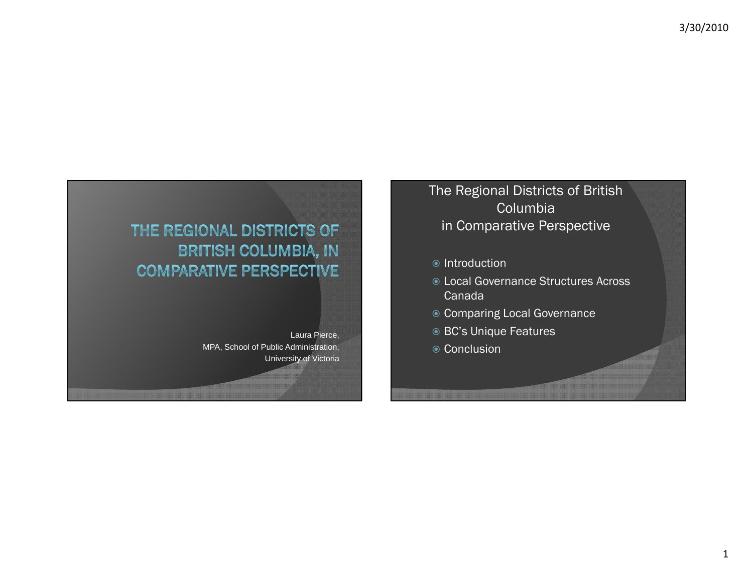# THE REGIONAL DISTRICTS OF BRITISH COLUMBIA, IN COMPARATIVE PERSPECTIVE

Laura Pierce,
MPA, School of Public Administration,
University of Victoria

## The Regional Districts of British Columbia in Comparative Perspective

- Introduction
- Local Governance Structures Across Canada
- Comparing Local Governance
- BC's Unique Features
- Conclusion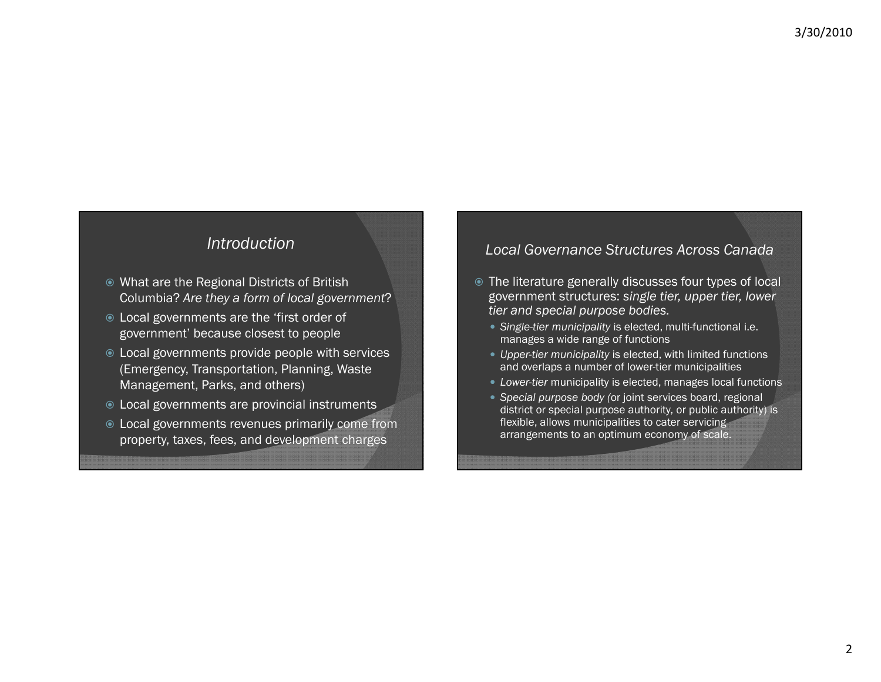## *Introduction*

- What are the Regional Districts of British Columbia? *Are they a form of local government*?
- Local governments are the 'first order of government' because closest to people
- Local governments provide people with services (Emergency, Transportation, Planning, Waste Management, Parks, and others)
- Local governments are provincial instruments
- Local governments revenues primarily come from property, taxes, fees, and development charges

## *Local Governance Structures Across Canada*

- The literature generally discusses four types of local government structures: *single tier, upper tier, lower tier and special purpose bodies.*
  - *Single-tier municipality* is elected, multi-functional i.e. manages a wide range of functions
  - *Upper-tier municipality* is elected, with limited functions and overlaps a number of lower-tier municipalities
  - *Lower-tier* municipality is elected, manages local functions
  - *Special purpose body (*or joint services board, regional district or special purpose authority, or public authority) is flexible, allows municipalities to cater servicing arrangements to an optimum economy of scale.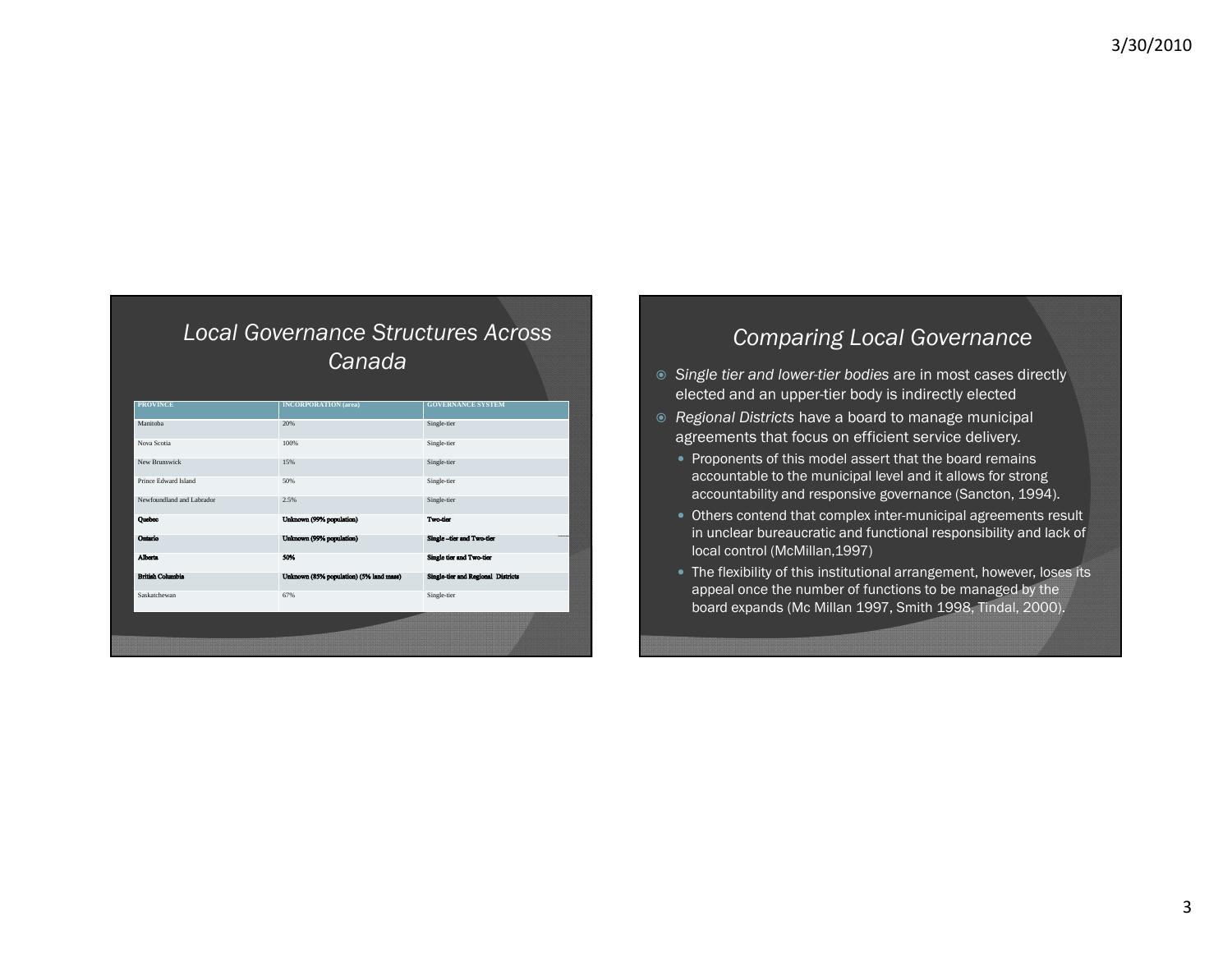## Local Governance Structures Across Canada

| PROVINCE | INCORPORATION (area) | GOVERNANCE SYSTEM |
|---|---|---|
| Manitoba | 20% | Single-tier |
| Nova Scotia | 100% | Single-tier |
| New Brunswick | 15% | Single-tier |
| Prince Edward Island | 50% | Single-tier |
| Newfoundland and Labrador | 2.5% | Single-tier |
| **Quebec** | **Unknown (99% population)** | **Two-tier** |
| **Ontario** | **Unknown (99% population)** | **Single –tier and Two-tier** |
| **Alberta** | **50%** | **Single tier and Two-tier** |
| **British Columbia** | **Unknown (85% population) (5% land mass)** | **Single-tier and Regional Districts** |
| Saskatchewan | 67% | Single-tier |

## Comparing Local Governance

- *Single tier and lower-tier bodies* are in most cases directly elected and an upper-tier body is indirectly elected
- *Regional Districts* have a board to manage municipal agreements that focus on efficient service delivery.
  - Proponents of this model assert that the board remains accountable to the municipal level and it allows for strong accountability and responsive governance (Sancton, 1994).
  - Others contend that complex inter-municipal agreements result in unclear bureaucratic and functional responsibility and lack of local control (McMillan,1997)
  - The flexibility of this institutional arrangement, however, loses its appeal once the number of functions to be managed by the board expands (Mc Millan 1997, Smith 1998, Tindal, 2000).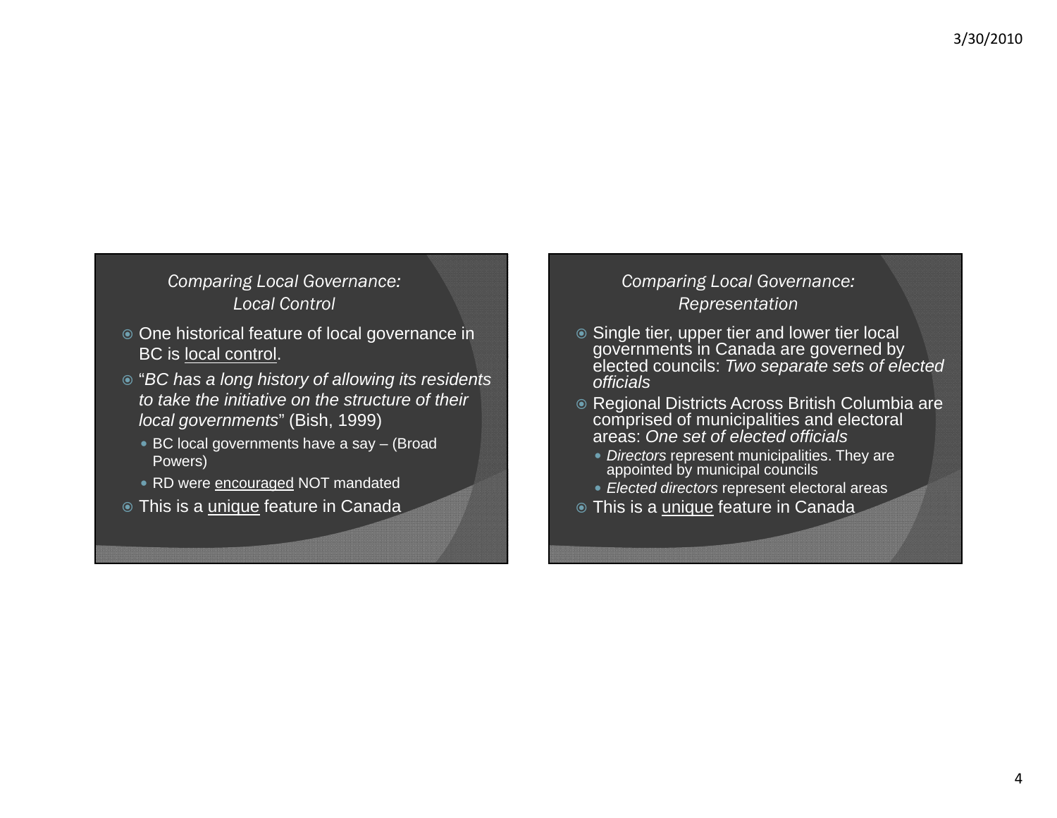## *Comparing Local Governance: Local Control*

- One historical feature of local governance in BC is local control.
- "*BC has a long history of allowing its residents to take the initiative on the structure of their local governments*" (Bish, 1999)
  - BC local governments have a say – (Broad Powers)
  - RD were encouraged NOT mandated
- This is a unique feature in Canada

## *Comparing Local Governance: Representation*

- Single tier, upper tier and lower tier local governments in Canada are governed by elected councils: *Two separate sets of elected officials*
- Regional Districts Across British Columbia are comprised of municipalities and electoral areas: *One set of elected officials*
  - *Directors* represent municipalities. They are appointed by municipal councils
  - *Elected directors* represent electoral areas
- This is a unique feature in Canada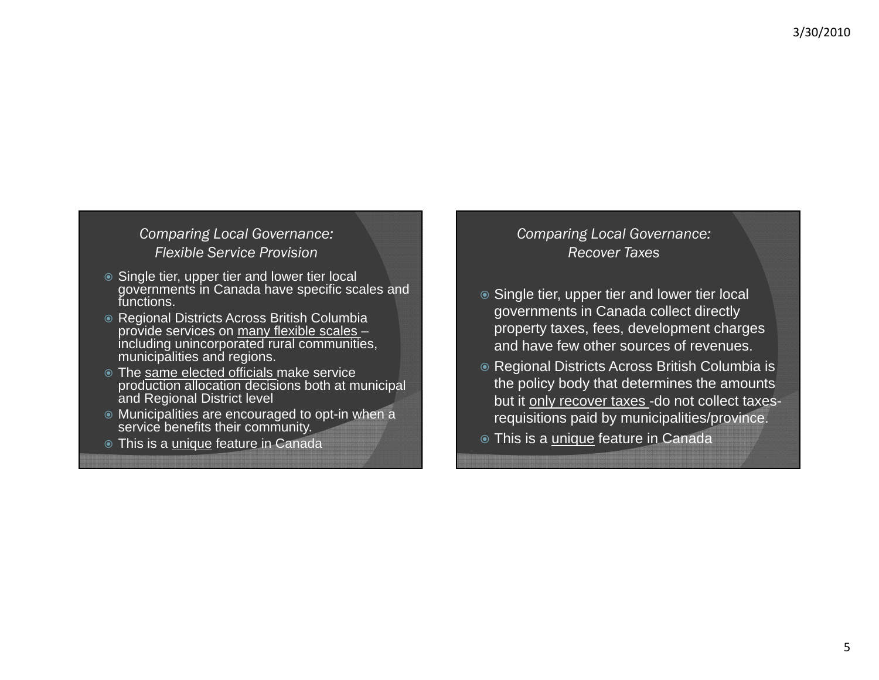## *Comparing Local Governance: Flexible Service Provision*

- Single tier, upper tier and lower tier local governments in Canada have specific scales and functions.
- Regional Districts Across British Columbia provide services on <u>many flexible scales</u> – including unincorporated rural communities, municipalities and regions.
- The <u>same elected officials</u> make service production allocation decisions both at municipal and Regional District level
- Municipalities are encouraged to opt-in when a service benefits their community.
- This is a <u>unique</u> feature in Canada

## *Comparing Local Governance: Recover Taxes*

- Single tier, upper tier and lower tier local governments in Canada collect directly property taxes, fees, development charges and have few other sources of revenues.
- Regional Districts Across British Columbia is the policy body that determines the amounts but it <u>only recover taxes</u> -do not collect taxes-requisitions paid by municipalities/province.
- This is a <u>unique</u> feature in Canada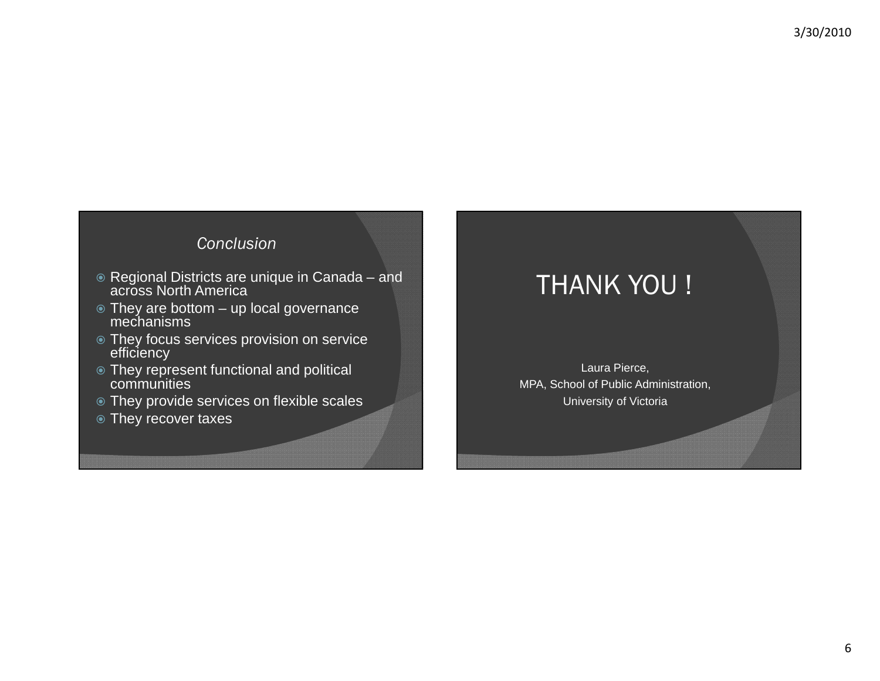## *Conclusion*

- Regional Districts are unique in Canada – and across North America
- They are bottom – up local governance mechanisms
- They focus services provision on service efficiency
- They represent functional and political communities
- They provide services on flexible scales
- They recover taxes

# THANK YOU !

Laura Pierce,

MPA, School of Public Administration,

University of Victoria